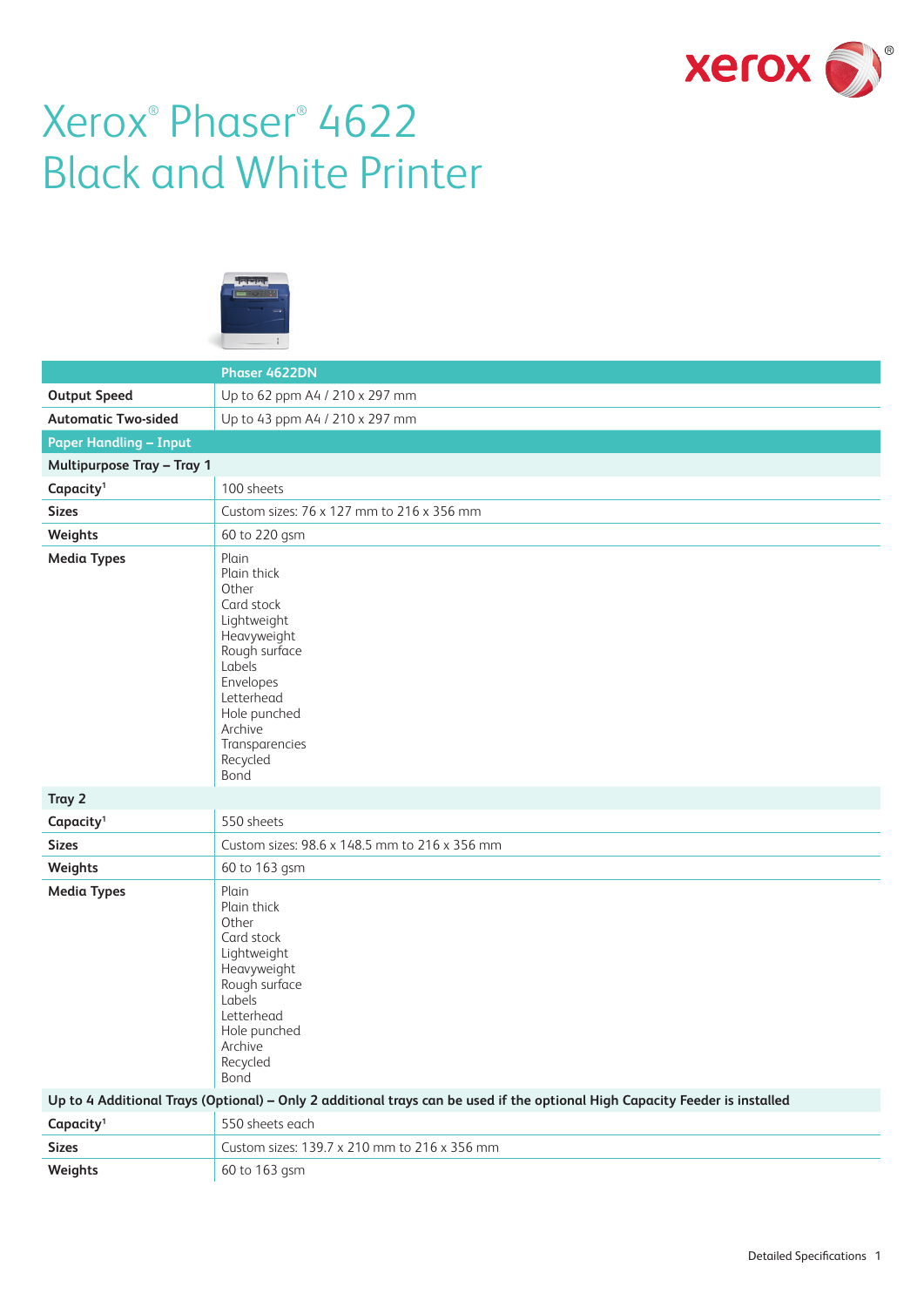# Xerox® Phaser® 4622 Black and White Printer

| | Phaser 4622DN |
|---|---|
| **Output Speed** | Up to 62 ppm A4 / 210 x 297 mm |
| **Automatic Two-sided** | Up to 43 ppm A4 / 210 x 297 mm |
| **Paper Handling – Input** | |
| **Multipurpose Tray – Tray 1** | |
| **Capacity**[1] | 100 sheets |
| **Sizes** | Custom sizes: 76 x 127 mm to 216 x 356 mm |
| **Weights** | 60 to 220 gsm |
| **Media Types** | Plain<br>Plain thick<br>Other<br>Card stock<br>Lightweight<br>Heavyweight<br>Rough surface<br>Labels<br>Envelopes<br>Letterhead<br>Hole punched<br>Archive<br>Transparencies<br>Recycled<br>Bond |
| **Tray 2** | |
| **Capacity**[1] | 550 sheets |
| **Sizes** | Custom sizes: 98.6 x 148.5 mm to 216 x 356 mm |
| **Weights** | 60 to 163 gsm |
| **Media Types** | Plain<br>Plain thick<br>Other<br>Card stock<br>Lightweight<br>Heavyweight<br>Rough surface<br>Labels<br>Letterhead<br>Hole punched<br>Archive<br>Recycled<br>Bond |
| **Up to 4 Additional Trays (Optional) – Only 2 additional trays can be used if the optional High Capacity Feeder is installed** | |
| **Capacity**[1] | 550 sheets each |
| **Sizes** | Custom sizes: 139.7 x 210 mm to 216 x 356 mm |
| **Weights** | 60 to 163 gsm |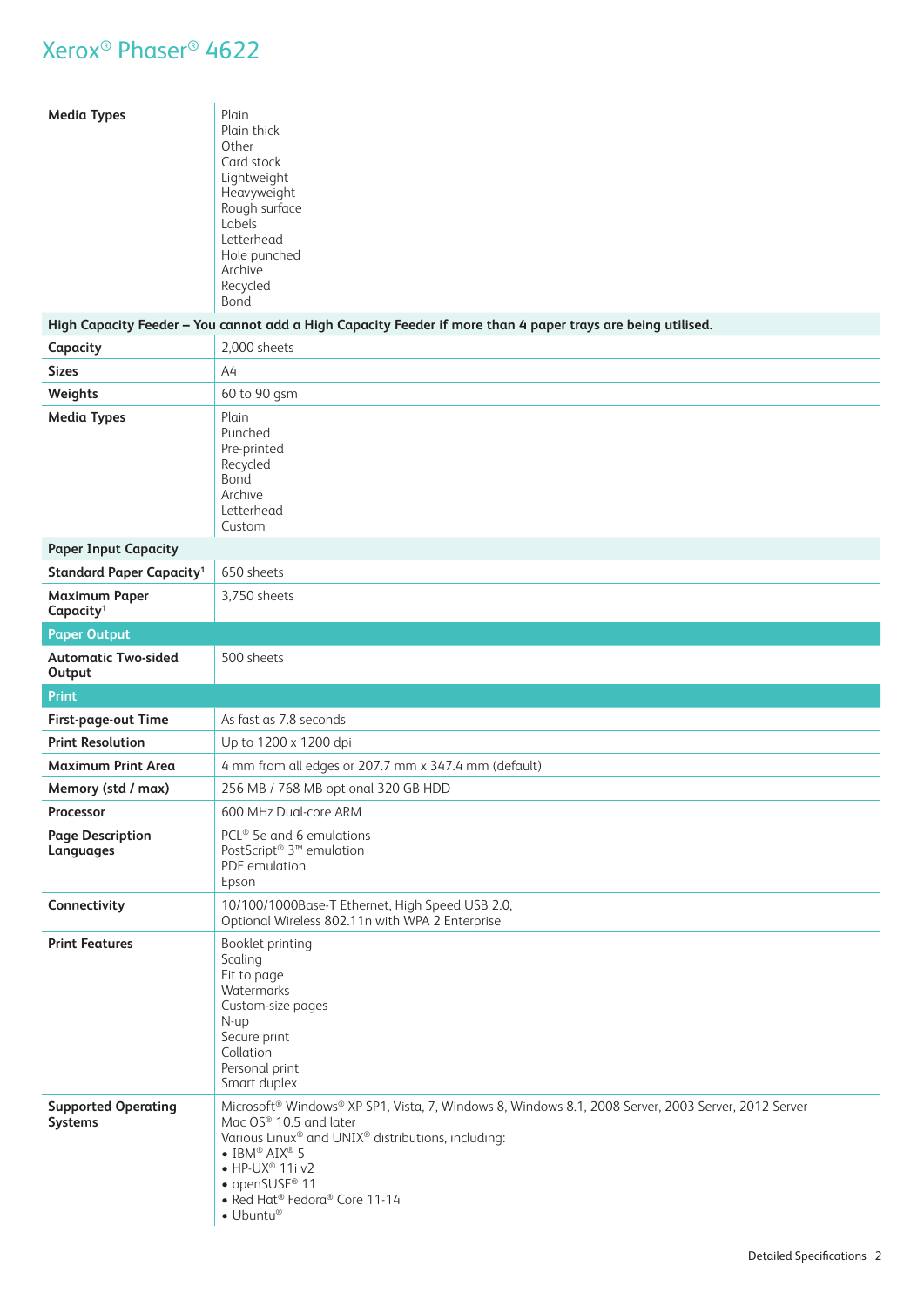# Xerox® Phaser® 4622

| | |
|---|---|
| **Media Types** | Plain<br>Plain thick<br>Other<br>Card stock<br>Lightweight<br>Heavyweight<br>Rough surface<br>Labels<br>Letterhead<br>Hole punched<br>Archive<br>Recycled<br>Bond |
| **High Capacity Feeder – You cannot add a High Capacity Feeder if more than 4 paper trays are being utilised.** | |
| **Capacity** | 2,000 sheets |
| **Sizes** | A4 |
| **Weights** | 60 to 90 gsm |
| **Media Types** | Plain<br>Punched<br>Pre-printed<br>Recycled<br>Bond<br>Archive<br>Letterhead<br>Custom |
| **Paper Input Capacity** | |
| **Standard Paper Capacity[1]** | 650 sheets |
| **Maximum Paper Capacity[1]** | 3,750 sheets |
| **Paper Output** | |
| **Automatic Two-sided Output** | 500 sheets |
| **Print** | |
| **First-page-out Time** | As fast as 7.8 seconds |
| **Print Resolution** | Up to 1200 x 1200 dpi |
| **Maximum Print Area** | 4 mm from all edges or 207.7 mm x 347.4 mm (default) |
| **Memory (std / max)** | 256 MB / 768 MB optional 320 GB HDD |
| **Processor** | 600 MHz Dual-core ARM |
| **Page Description Languages** | PCL® 5e and 6 emulations<br>PostScript® 3™ emulation<br>PDF emulation<br>Epson |
| **Connectivity** | 10/100/1000Base-T Ethernet, High Speed USB 2.0,<br>Optional Wireless 802.11n with WPA 2 Enterprise |
| **Print Features** | Booklet printing<br>Scaling<br>Fit to page<br>Watermarks<br>Custom-size pages<br>N-up<br>Secure print<br>Collation<br>Personal print<br>Smart duplex |
| **Supported Operating Systems** | Microsoft® Windows® XP SP1, Vista, 7, Windows 8, Windows 8.1, 2008 Server, 2003 Server, 2012 Server<br>Mac OS® 10.5 and later<br>Various Linux® and UNIX® distributions, including:<br>• IBM® AIX® 5<br>• HP-UX® 11i v2<br>• openSUSE® 11<br>• Red Hat® Fedora® Core 11-14<br>• Ubuntu® |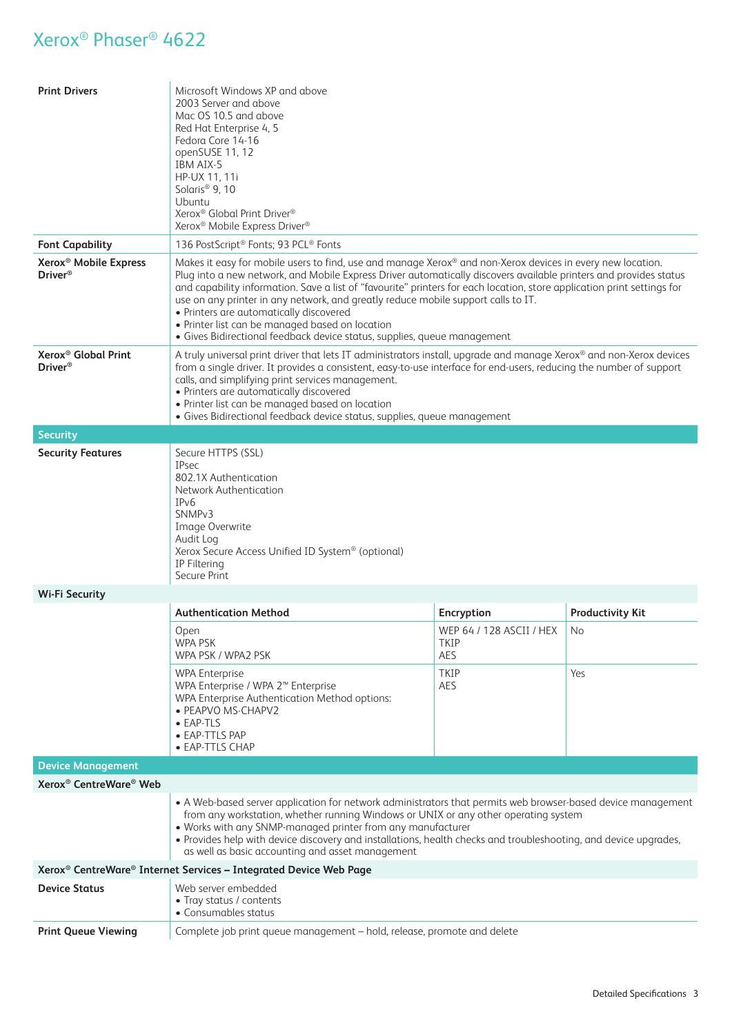# Xerox® Phaser® 4622

| | |
|---|---|
| **Print Drivers** | Microsoft Windows XP and above<br>2003 Server and above<br>Mac OS 10.5 and above<br>Red Hat Enterprise 4, 5<br>Fedora Core 14-16<br>openSUSE 11, 12<br>IBM AIX-5<br>HP-UX 11, 11i<br>Solaris® 9, 10<br>Ubuntu<br>Xerox® Global Print Driver®<br>Xerox® Mobile Express Driver® |
| **Font Capability** | 136 PostScript® Fonts; 93 PCL® Fonts |
| **Xerox® Mobile Express Driver®** | Makes it easy for mobile users to find, use and manage Xerox® and non-Xerox devices in every new location. Plug into a new network, and Mobile Express Driver automatically discovers available printers and provides status and capability information. Save a list of "favourite" printers for each location, store application print settings for use on any printer in any network, and greatly reduce mobile support calls to IT.<br>• Printers are automatically discovered<br>• Printer list can be managed based on location<br>• Gives Bidirectional feedback device status, supplies, queue management |
| **Xerox® Global Print Driver®** | A truly universal print driver that lets IT administrators install, upgrade and manage Xerox® and non-Xerox devices from a single driver. It provides a consistent, easy-to-use interface for end-users, reducing the number of support calls, and simplifying print services management.<br>• Printers are automatically discovered<br>• Printer list can be managed based on location<br>• Gives Bidirectional feedback device status, supplies, queue management |

## Security

| | |
|---|---|
| **Security Features** | Secure HTTPS (SSL)<br>IPsec<br>802.1X Authentication<br>Network Authentication<br>IPv6<br>SNMPv3<br>Image Overwrite<br>Audit Log<br>Xerox Secure Access Unified ID System® (optional)<br>IP Filtering<br>Secure Print |

### Wi-Fi Security

| Authentication Method | Encryption | Productivity Kit |
|---|---|---|
| Open<br>WPA PSK<br>WPA PSK / WPA2 PSK | WEP 64 / 128 ASCII / HEX<br>TKIP<br>AES | No |
| WPA Enterprise<br>WPA Enterprise / WPA 2™ Enterprise<br>WPA Enterprise Authentication Method options:<br>• PEAPVO MS-CHAPV2<br>• EAP-TLS<br>• EAP-TTLS PAP<br>• EAP-TTLS CHAP | TKIP<br>AES | Yes |

## Device Management

### Xerox® CentreWare® Web

- A Web-based server application for network administrators that permits web browser-based device management from any workstation, whether running Windows or UNIX or any other operating system
- Works with any SNMP-managed printer from any manufacturer
- Provides help with device discovery and installations, health checks and troubleshooting, and device upgrades, as well as basic accounting and asset management

### Xerox® CentreWare® Internet Services – Integrated Device Web Page

| | |
|---|---|
| **Device Status** | Web server embedded<br>• Tray status / contents<br>• Consumables status |
| **Print Queue Viewing** | Complete job print queue management – hold, release, promote and delete |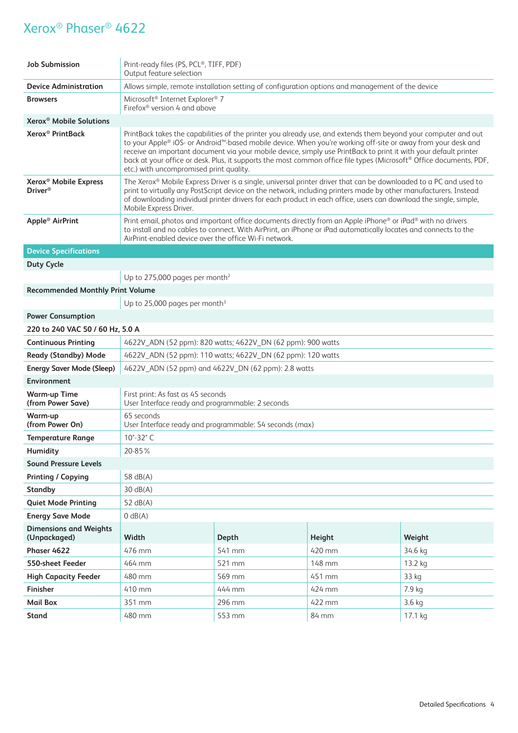# Xerox® Phaser® 4622

| | |
|---|---|
| **Job Submission** | Print-ready files (PS, PCL®, TIFF, PDF)<br>Output feature selection |
| **Device Administration** | Allows simple, remote installation setting of configuration options and management of the device |
| **Browsers** | Microsoft® Internet Explorer® 7<br>Firefox® version 4 and above |
| **Xerox® Mobile Solutions** | |
| **Xerox® PrintBack** | PrintBack takes the capabilities of the printer you already use, and extends them beyond your computer and out to your Apple® iOS- or Android™-based mobile device. When you're working off-site or away from your desk and receive an important document via your mobile device, simply use PrintBack to print it with your default printer back at your office or desk. Plus, it supports the most common office file types (Microsoft® Office documents, PDF, etc.) with uncompromised print quality. |
| **Xerox® Mobile Express Driver®** | The Xerox® Mobile Express Driver is a single, universal printer driver that can be downloaded to a PC and used to print to virtually any PostScript device on the network, including printers made by other manufacturers. Instead of downloading individual printer drivers for each product in each office, users can download the single, simple, Mobile Express Driver. |
| **Apple® AirPrint** | Print email, photos and important office documents directly from an Apple iPhone® or iPad® with no drivers to install and no cables to connect. With AirPrint, an iPhone or iPad automatically locates and connects to the AirPrint-enabled device over the office Wi-Fi network. |

## Device Specifications

| | | | | |
|---|---|---|---|---|
| **Duty Cycle** | | | | |
| | Up to 275,000 pages per month[2] | | | |
| **Recommended Monthly Print Volume** | | | | |
| | Up to 25,000 pages per month[3] | | | |
| **Power Consumption** | | | | |
| **220 to 240 VAC 50 / 60 Hz, 5.0 A** | | | | |
| **Continuous Printing** | 4622V_ADN (52 ppm): 820 watts; 4622V_DN (62 ppm): 900 watts | | | |
| **Ready (Standby) Mode** | 4622V_ADN (52 ppm): 110 watts; 4622V_DN (62 ppm): 120 watts | | | |
| **Energy Saver Mode (Sleep)** | 4622V_ADN (52 ppm) and 4622V_DN (62 ppm): 2.8 watts | | | |
| **Environment** | | | | |
| **Warm-up Time (from Power Save)** | First print: As fast as 45 seconds<br>User Interface ready and programmable: 2 seconds | | | |
| **Warm-up (from Power On)** | 65 seconds<br>User Interface ready and programmable: 54 seconds (max) | | | |
| **Temperature Range** | 10°-32° C | | | |
| **Humidity** | 20-85% | | | |
| **Sound Pressure Levels** | | | | |
| **Printing / Copying** | 58 dB(A) | | | |
| **Standby** | 30 dB(A) | | | |
| **Quiet Mode Printing** | 52 dB(A) | | | |
| **Energy Save Mode** | 0 dB(A) | | | |
| **Dimensions and Weights (Unpackaged)** | **Width** | **Depth** | **Height** | **Weight** |
| **Phaser 4622** | 476 mm | 541 mm | 420 mm | 34.6 kg |
| **550-sheet Feeder** | 464 mm | 521 mm | 148 mm | 13.2 kg |
| **High Capacity Feeder** | 480 mm | 569 mm | 451 mm | 33 kg |
| **Finisher** | 410 mm | 444 mm | 424 mm | 7.9 kg |
| **Mail Box** | 351 mm | 296 mm | 422 mm | 3.6 kg |
| **Stand** | 480 mm | 553 mm | 84 mm | 17.1 kg |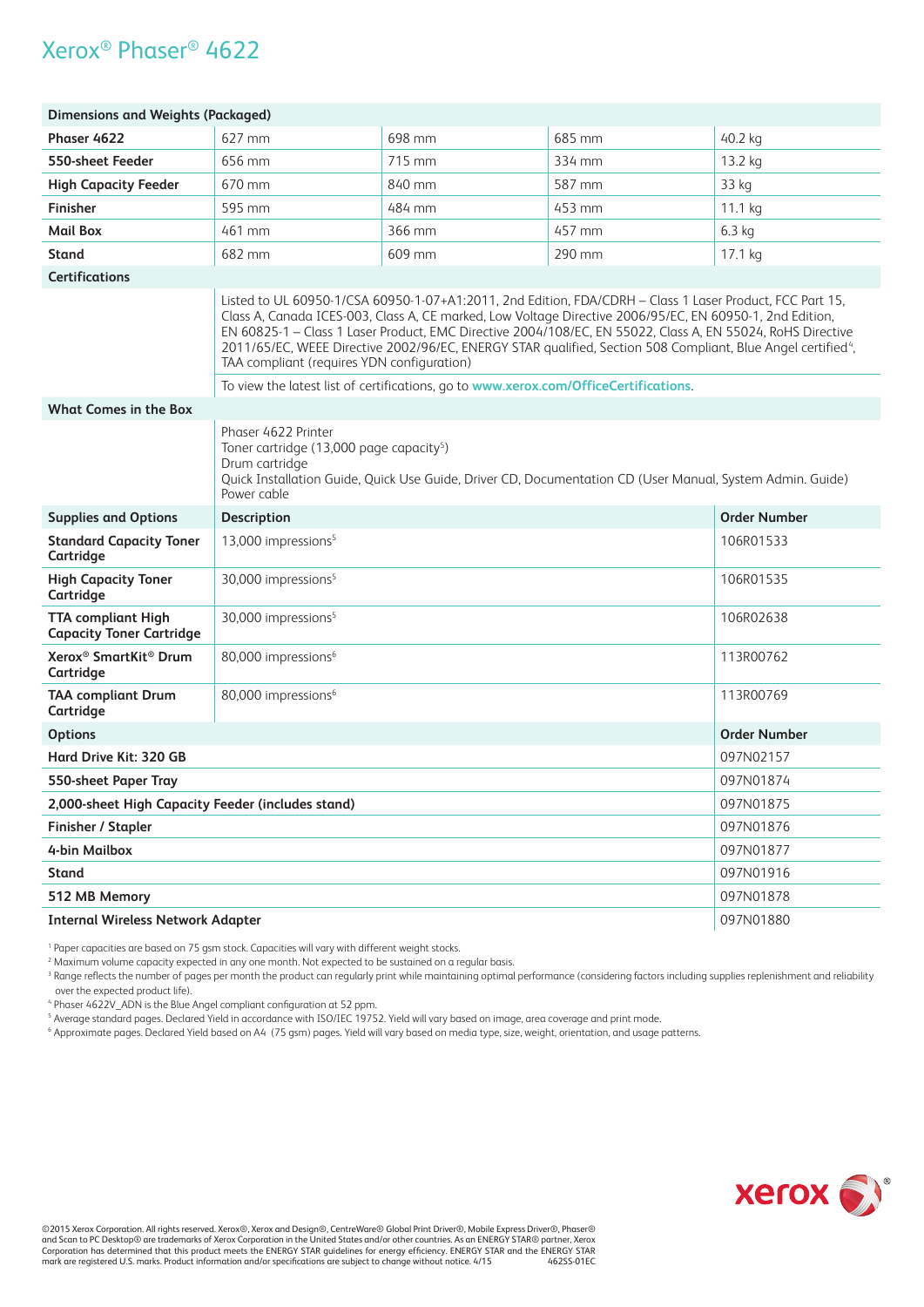# Xerox® Phaser® 4622

| Dimensions and Weights (Packaged) | | | | |
|---|---|---|---|---|
| **Phaser 4622** | 627 mm | 698 mm | 685 mm | 40.2 kg |
| **550-sheet Feeder** | 656 mm | 715 mm | 334 mm | 13.2 kg |
| **High Capacity Feeder** | 670 mm | 840 mm | 587 mm | 33 kg |
| **Finisher** | 595 mm | 484 mm | 453 mm | 11.1 kg |
| **Mail Box** | 461 mm | 366 mm | 457 mm | 6.3 kg |
| **Stand** | 682 mm | 609 mm | 290 mm | 17.1 kg |

## Certifications

Listed to UL 60950-1/CSA 60950-1-07+A1:2011, 2nd Edition, FDA/CDRH – Class 1 Laser Product, FCC Part 15, Class A, Canada ICES-003, Class A, CE marked, Low Voltage Directive 2006/95/EC, EN 60950-1, 2nd Edition, EN 60825-1 – Class 1 Laser Product, EMC Directive 2004/108/EC, EN 55022, Class A, EN 55024, RoHS Directive 2011/65/EC, WEEE Directive 2002/96/EC, ENERGY STAR qualified, Section 508 Compliant, Blue Angel certified[4], TAA compliant (requires YDN configuration)

To view the latest list of certifications, go to **www.xerox.com/OfficeCertifications**.

## What Comes in the Box

- Phaser 4622 Printer
- Toner cartridge (13,000 page capacity[5])
- Drum cartridge
- Quick Installation Guide, Quick Use Guide, Driver CD, Documentation CD (User Manual, System Admin. Guide)
- Power cable

| Supplies and Options | Description | Order Number |
|---|---|---|
| **Standard Capacity Toner Cartridge** | 13,000 impressions[5] | 106R01533 |
| **High Capacity Toner Cartridge** | 30,000 impressions[5] | 106R01535 |
| **TTA compliant High Capacity Toner Cartridge** | 30,000 impressions[5] | 106R02638 |
| **Xerox® SmartKit® Drum Cartridge** | 80,000 impressions[6] | 113R00762 |
| **TAA compliant Drum Cartridge** | 80,000 impressions[6] | 113R00769 |

| Options | Order Number |
|---|---|
| **Hard Drive Kit: 320 GB** | 097N02157 |
| **550-sheet Paper Tray** | 097N01874 |
| **2,000-sheet High Capacity Feeder (includes stand)** | 097N01875 |
| **Finisher / Stapler** | 097N01876 |
| **4-bin Mailbox** | 097N01877 |
| **Stand** | 097N01916 |
| **512 MB Memory** | 097N01878 |
| **Internal Wireless Network Adapter** | 097N01880 |

[1] Paper capacities are based on 75 gsm stock. Capacities will vary with different weight stocks.
[2] Maximum volume capacity expected in any one month. Not expected to be sustained on a regular basis.
[3] Range reflects the number of pages per month the product can regularly print while maintaining optimal performance (considering factors including supplies replenishment and reliability over the expected product life).
[4] Phaser 4622V_ADN is the Blue Angel compliant configuration at 52 ppm.
[5] Average standard pages. Declared Yield in accordance with ISO/IEC 19752. Yield will vary based on image, area coverage and print mode.
[6] Approximate pages. Declared Yield based on A4 (75 gsm) pages. Yield will vary based on media type, size, weight, orientation, and usage patterns.

©2015 Xerox Corporation. All rights reserved. Xerox®, Xerox and Design®, CentreWare® Global Print Driver®, Mobile Express Driver®, Phaser® and Scan to PC Desktop® are trademarks of Xerox Corporation in the United States and/or other countries. As an ENERGY STAR® partner, Xerox Corporation has determined that this product meets the ENERGY STAR guidelines for energy efficiency. ENERGY STAR and the ENERGY STAR mark are registered U.S. marks. Product information and/or specifications are subject to change without notice. 4/15 462SS-01EC